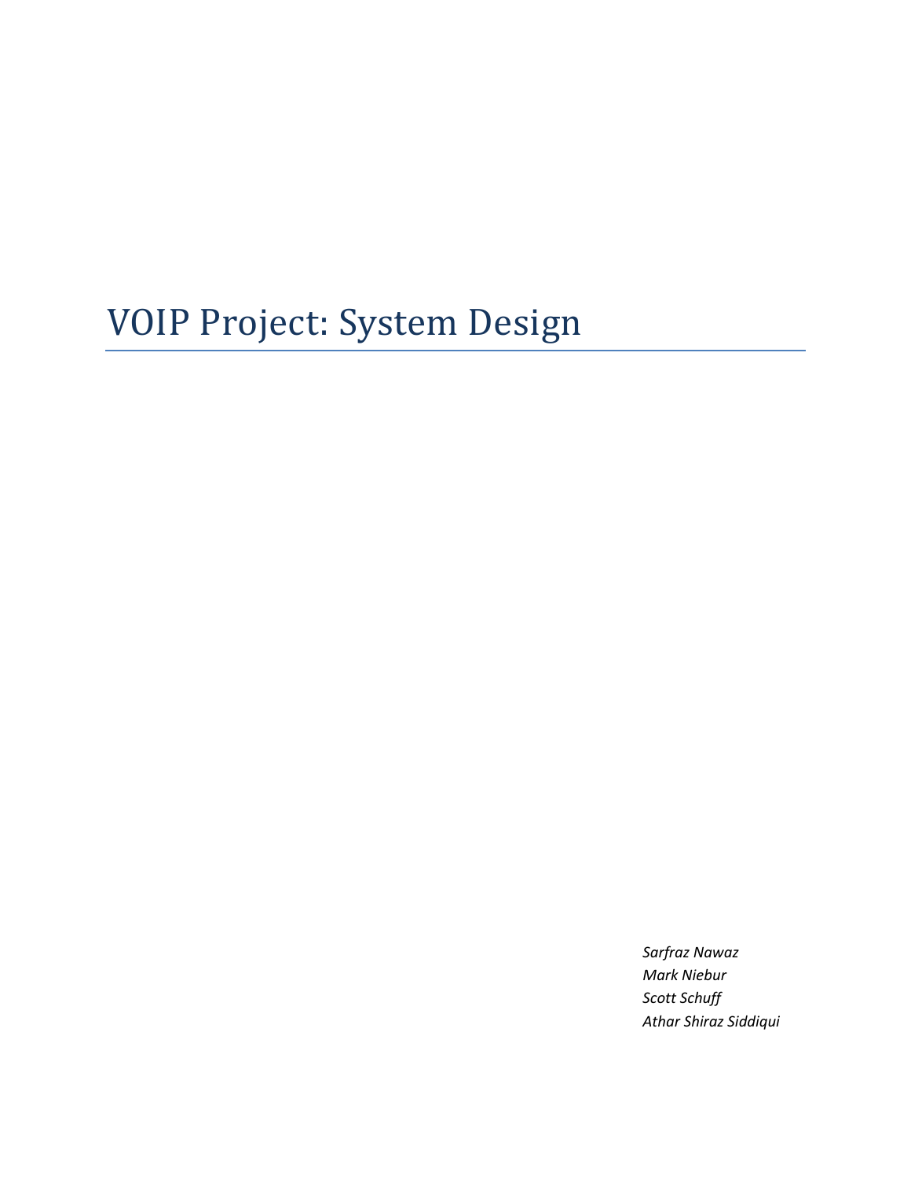# VOIP Project: System Design

*Sarfraz Nawaz*
*Mark Niebur*
*Scott Schuff*
*Athar Shiraz Siddiqui*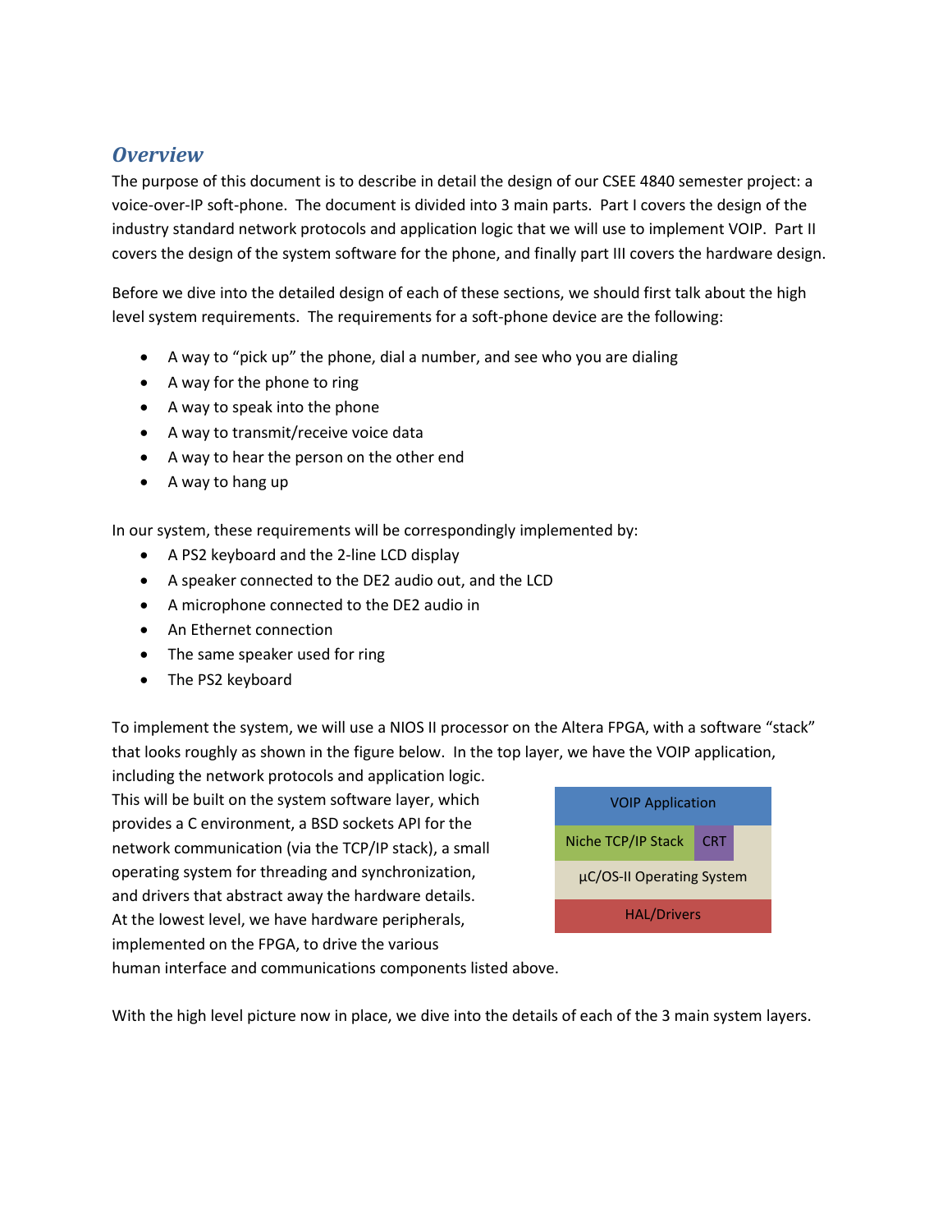## *Overview*

The purpose of this document is to describe in detail the design of our CSEE 4840 semester project: a voice-over-IP soft-phone. The document is divided into 3 main parts. Part I covers the design of the industry standard network protocols and application logic that we will use to implement VOIP. Part II covers the design of the system software for the phone, and finally part III covers the hardware design.

Before we dive into the detailed design of each of these sections, we should first talk about the high level system requirements. The requirements for a soft-phone device are the following:

- A way to "pick up" the phone, dial a number, and see who you are dialing
- A way for the phone to ring
- A way to speak into the phone
- A way to transmit/receive voice data
- A way to hear the person on the other end
- A way to hang up

In our system, these requirements will be correspondingly implemented by:

- A PS2 keyboard and the 2-line LCD display
- A speaker connected to the DE2 audio out, and the LCD
- A microphone connected to the DE2 audio in
- An Ethernet connection
- The same speaker used for ring
- The PS2 keyboard

To implement the system, we will use a NIOS II processor on the Altera FPGA, with a software "stack" that looks roughly as shown in the figure below. In the top layer, we have the VOIP application, including the network protocols and application logic. This will be built on the system software layer, which provides a C environment, a BSD sockets API for the network communication (via the TCP/IP stack), a small operating system for threading and synchronization, and drivers that abstract away the hardware details. At the lowest level, we have hardware peripherals, implemented on the FPGA, to drive the various human interface and communications components listed above.

| VOIP Application | |
|---|---|
| Niche TCP/IP Stack | CRT |
| µC/OS-II Operating System | |
| HAL/Drivers | |

With the high level picture now in place, we dive into the details of each of the 3 main system layers.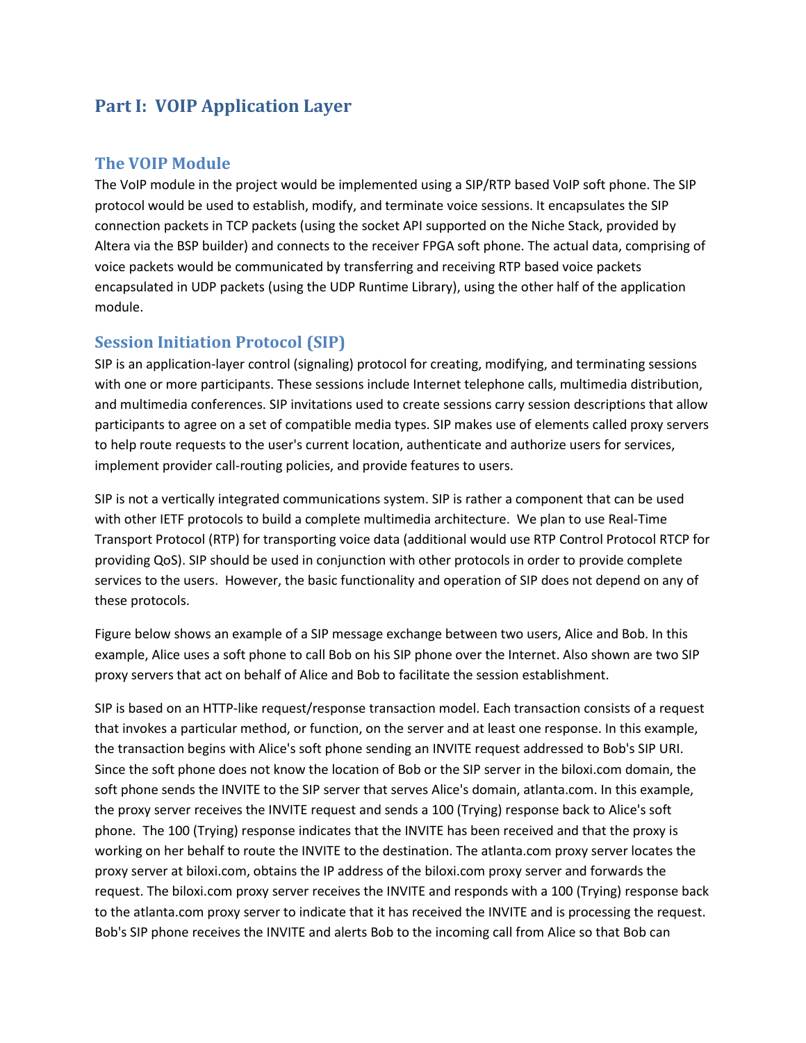# Part I: VOIP Application Layer

## The VOIP Module

The VoIP module in the project would be implemented using a SIP/RTP based VoIP soft phone. The SIP protocol would be used to establish, modify, and terminate voice sessions. It encapsulates the SIP connection packets in TCP packets (using the socket API supported on the Niche Stack, provided by Altera via the BSP builder) and connects to the receiver FPGA soft phone. The actual data, comprising of voice packets would be communicated by transferring and receiving RTP based voice packets encapsulated in UDP packets (using the UDP Runtime Library), using the other half of the application module.

## Session Initiation Protocol (SIP)

SIP is an application-layer control (signaling) protocol for creating, modifying, and terminating sessions with one or more participants. These sessions include Internet telephone calls, multimedia distribution, and multimedia conferences. SIP invitations used to create sessions carry session descriptions that allow participants to agree on a set of compatible media types. SIP makes use of elements called proxy servers to help route requests to the user's current location, authenticate and authorize users for services, implement provider call-routing policies, and provide features to users.

SIP is not a vertically integrated communications system. SIP is rather a component that can be used with other IETF protocols to build a complete multimedia architecture. We plan to use Real-Time Transport Protocol (RTP) for transporting voice data (additional would use RTP Control Protocol RTCP for providing QoS). SIP should be used in conjunction with other protocols in order to provide complete services to the users. However, the basic functionality and operation of SIP does not depend on any of these protocols.

Figure below shows an example of a SIP message exchange between two users, Alice and Bob. In this example, Alice uses a soft phone to call Bob on his SIP phone over the Internet. Also shown are two SIP proxy servers that act on behalf of Alice and Bob to facilitate the session establishment.

SIP is based on an HTTP-like request/response transaction model. Each transaction consists of a request that invokes a particular method, or function, on the server and at least one response. In this example, the transaction begins with Alice's soft phone sending an INVITE request addressed to Bob's SIP URI. Since the soft phone does not know the location of Bob or the SIP server in the biloxi.com domain, the soft phone sends the INVITE to the SIP server that serves Alice's domain, atlanta.com. In this example, the proxy server receives the INVITE request and sends a 100 (Trying) response back to Alice's soft phone. The 100 (Trying) response indicates that the INVITE has been received and that the proxy is working on her behalf to route the INVITE to the destination. The atlanta.com proxy server locates the proxy server at biloxi.com, obtains the IP address of the biloxi.com proxy server and forwards the request. The biloxi.com proxy server receives the INVITE and responds with a 100 (Trying) response back to the atlanta.com proxy server to indicate that it has received the INVITE and is processing the request. Bob's SIP phone receives the INVITE and alerts Bob to the incoming call from Alice so that Bob can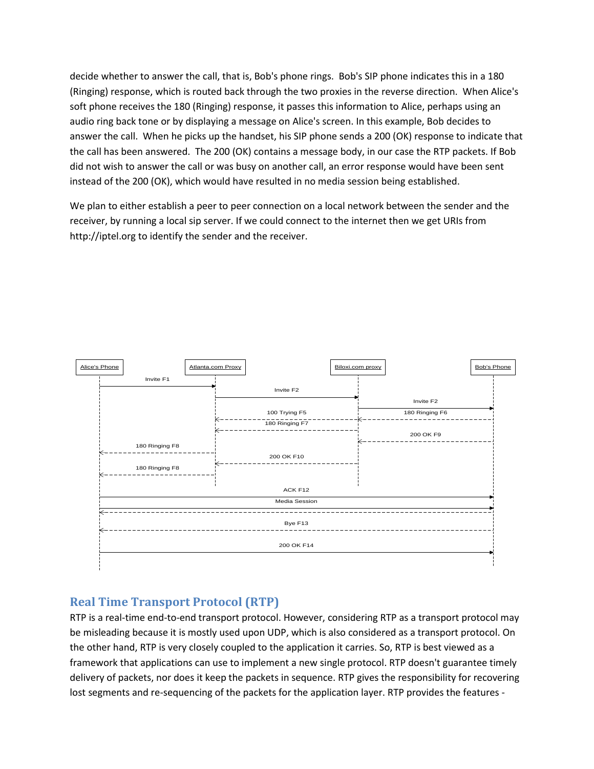decide whether to answer the call, that is, Bob's phone rings. Bob's SIP phone indicates this in a 180 (Ringing) response, which is routed back through the two proxies in the reverse direction. When Alice's soft phone receives the 180 (Ringing) response, it passes this information to Alice, perhaps using an audio ring back tone or by displaying a message on Alice's screen. In this example, Bob decides to answer the call. When he picks up the handset, his SIP phone sends a 200 (OK) response to indicate that the call has been answered. The 200 (OK) contains a message body, in our case the RTP packets. If Bob did not wish to answer the call or was busy on another call, an error response would have been sent instead of the 200 (OK), which would have resulted in no media session being established.

We plan to either establish a peer to peer connection on a local network between the sender and the receiver, by running a local sip server. If we could connect to the internet then we get URIs from http://iptel.org to identify the sender and the receiver.

Alice's Phone | Atlanta.com Proxy | Biloxi.com proxy | Bob's Phone

Invite F1

Invite F2

Invite F2

100 Trying F5

180 Ringing F6

180 Ringing F7

200 OK F9

180 Ringing F8

200 OK F10

180 Ringing F8

ACK F12

Media Session

Bye F13

200 OK F14

## Real Time Transport Protocol (RTP)

RTP is a real-time end-to-end transport protocol. However, considering RTP as a transport protocol may be misleading because it is mostly used upon UDP, which is also considered as a transport protocol. On the other hand, RTP is very closely coupled to the application it carries. So, RTP is best viewed as a framework that applications can use to implement a new single protocol. RTP doesn't guarantee timely delivery of packets, nor does it keep the packets in sequence. RTP gives the responsibility for recovering lost segments and re-sequencing of the packets for the application layer. RTP provides the features -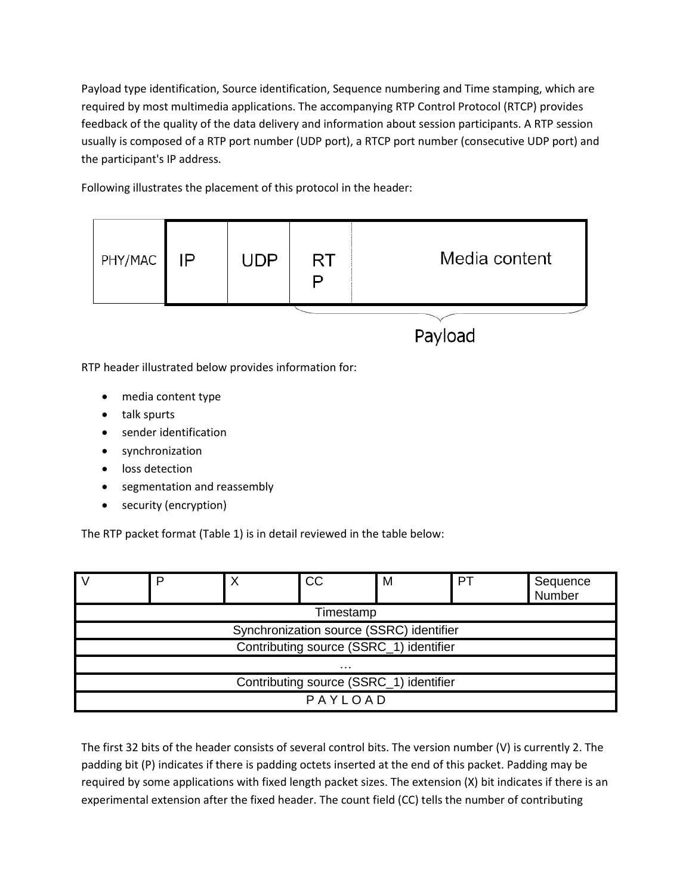Payload type identification, Source identification, Sequence numbering and Time stamping, which are required by most multimedia applications. The accompanying RTP Control Protocol (RTCP) provides feedback of the quality of the data delivery and information about session participants. A RTP session usually is composed of a RTP port number (UDP port), a RTCP port number (consecutive UDP port) and the participant's IP address.

Following illustrates the placement of this protocol in the header:

| PHY/MAC | IP | UDP | RTP | Media content |
|---|---|---|---|---|

Payload

RTP header illustrated below provides information for:

- media content type
- talk spurts
- sender identification
- synchronization
- loss detection
- segmentation and reassembly
- security (encryption)

The RTP packet format (Table 1) is in detail reviewed in the table below:

| V | P | X | CC | M | PT | Sequence Number |
|---|---|---|---|---|---|---|
| Timestamp | | | | | | |
| Synchronization source (SSRC) identifier | | | | | | |
| Contributing source (SSRC_1) identifier | | | | | | |
| … | | | | | | |
| Contributing source (SSRC_1) identifier | | | | | | |
| P A Y L O A D | | | | | | |

The first 32 bits of the header consists of several control bits. The version number (V) is currently 2. The padding bit (P) indicates if there is padding octets inserted at the end of this packet. Padding may be required by some applications with fixed length packet sizes. The extension (X) bit indicates if there is an experimental extension after the fixed header. The count field (CC) tells the number of contributing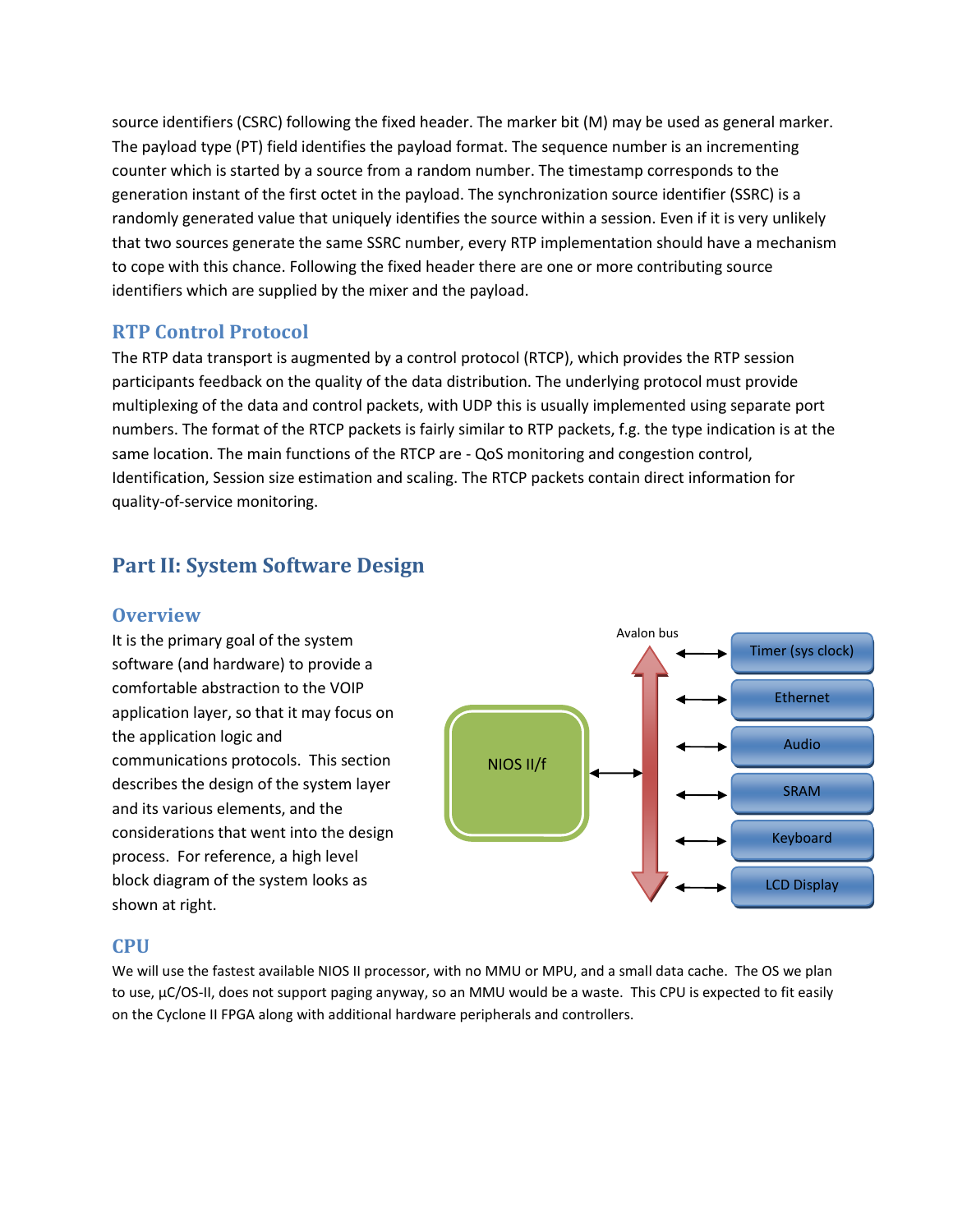source identifiers (CSRC) following the fixed header. The marker bit (M) may be used as general marker. The payload type (PT) field identifies the payload format. The sequence number is an incrementing counter which is started by a source from a random number. The timestamp corresponds to the generation instant of the first octet in the payload. The synchronization source identifier (SSRC) is a randomly generated value that uniquely identifies the source within a session. Even if it is very unlikely that two sources generate the same SSRC number, every RTP implementation should have a mechanism to cope with this chance. Following the fixed header there are one or more contributing source identifiers which are supplied by the mixer and the payload.

### RTP Control Protocol

The RTP data transport is augmented by a control protocol (RTCP), which provides the RTP session participants feedback on the quality of the data distribution. The underlying protocol must provide multiplexing of the data and control packets, with UDP this is usually implemented using separate port numbers. The format of the RTCP packets is fairly similar to RTP packets, f.g. the type indication is at the same location. The main functions of the RTCP are - QoS monitoring and congestion control, Identification, Session size estimation and scaling. The RTCP packets contain direct information for quality-of-service monitoring.

## Part II: System Software Design

### Overview

It is the primary goal of the system software (and hardware) to provide a comfortable abstraction to the VOIP application layer, so that it may focus on the application logic and communications protocols. This section describes the design of the system layer and its various elements, and the considerations that went into the design process. For reference, a high level block diagram of the system looks as shown at right.

Avalon bus

NIOS II/f

Timer (sys clock)

Ethernet

Audio

SRAM

Keyboard

LCD Display

### CPU

We will use the fastest available NIOS II processor, with no MMU or MPU, and a small data cache. The OS we plan to use, µC/OS-II, does not support paging anyway, so an MMU would be a waste. This CPU is expected to fit easily on the Cyclone II FPGA along with additional hardware peripherals and controllers.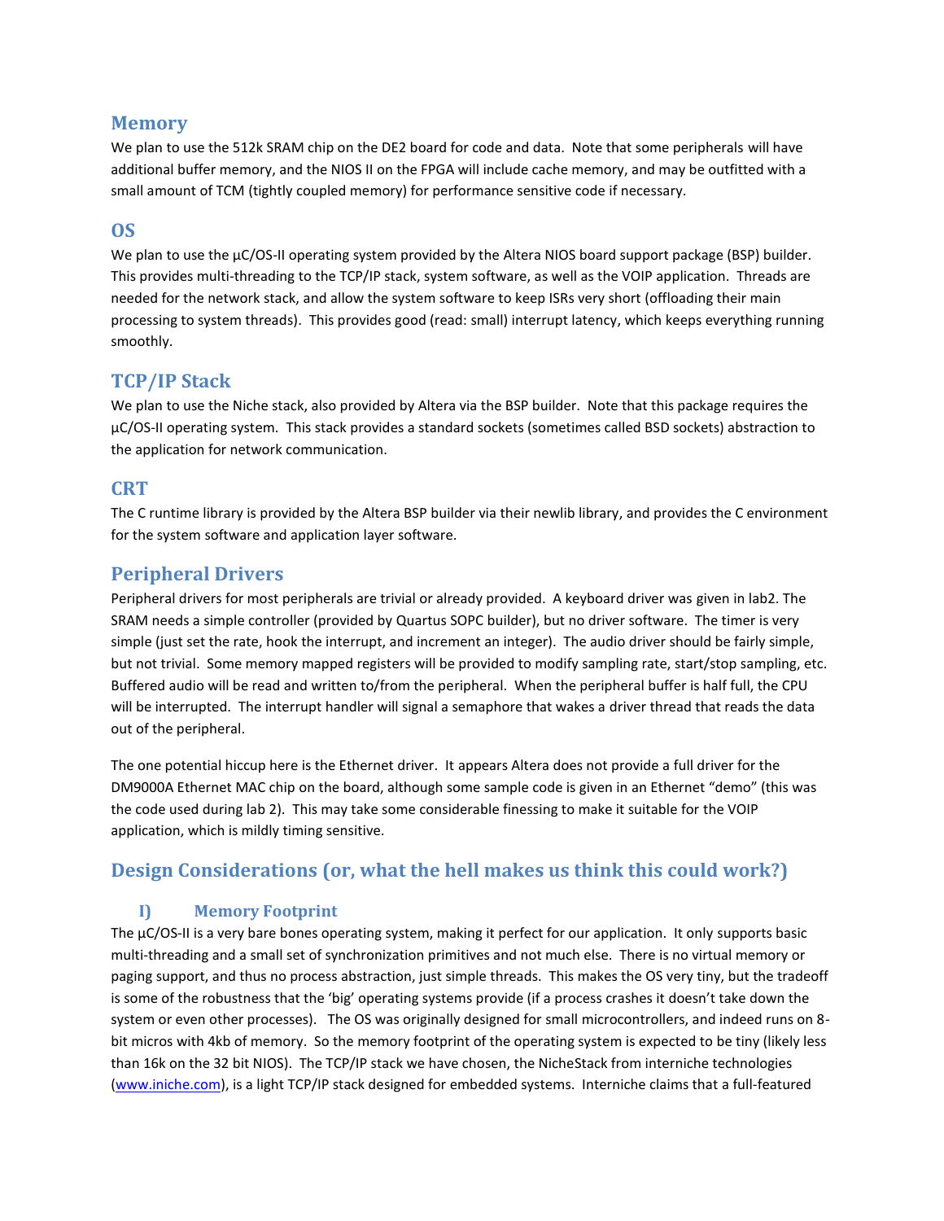## Memory

We plan to use the 512k SRAM chip on the DE2 board for code and data. Note that some peripherals will have additional buffer memory, and the NIOS II on the FPGA will include cache memory, and may be outfitted with a small amount of TCM (tightly coupled memory) for performance sensitive code if necessary.

## OS

We plan to use the µC/OS-II operating system provided by the Altera NIOS board support package (BSP) builder. This provides multi-threading to the TCP/IP stack, system software, as well as the VOIP application. Threads are needed for the network stack, and allow the system software to keep ISRs very short (offloading their main processing to system threads). This provides good (read: small) interrupt latency, which keeps everything running smoothly.

## TCP/IP Stack

We plan to use the Niche stack, also provided by Altera via the BSP builder. Note that this package requires the µC/OS-II operating system. This stack provides a standard sockets (sometimes called BSD sockets) abstraction to the application for network communication.

## CRT

The C runtime library is provided by the Altera BSP builder via their newlib library, and provides the C environment for the system software and application layer software.

## Peripheral Drivers

Peripheral drivers for most peripherals are trivial or already provided. A keyboard driver was given in lab2. The SRAM needs a simple controller (provided by Quartus SOPC builder), but no driver software. The timer is very simple (just set the rate, hook the interrupt, and increment an integer). The audio driver should be fairly simple, but not trivial. Some memory mapped registers will be provided to modify sampling rate, start/stop sampling, etc. Buffered audio will be read and written to/from the peripheral. When the peripheral buffer is half full, the CPU will be interrupted. The interrupt handler will signal a semaphore that wakes a driver thread that reads the data out of the peripheral.

The one potential hiccup here is the Ethernet driver. It appears Altera does not provide a full driver for the DM9000A Ethernet MAC chip on the board, although some sample code is given in an Ethernet "demo" (this was the code used during lab 2). This may take some considerable finessing to make it suitable for the VOIP application, which is mildly timing sensitive.

## Design Considerations (or, what the hell makes us think this could work?)

### I) Memory Footprint

The µC/OS-II is a very bare bones operating system, making it perfect for our application. It only supports basic multi-threading and a small set of synchronization primitives and not much else. There is no virtual memory or paging support, and thus no process abstraction, just simple threads. This makes the OS very tiny, but the tradeoff is some of the robustness that the 'big' operating systems provide (if a process crashes it doesn't take down the system or even other processes). The OS was originally designed for small microcontrollers, and indeed runs on 8-bit micros with 4kb of memory. So the memory footprint of the operating system is expected to be tiny (likely less than 16k on the 32 bit NIOS). The TCP/IP stack we have chosen, the NicheStack from interniche technologies (www.iniche.com), is a light TCP/IP stack designed for embedded systems. Interniche claims that a full-featured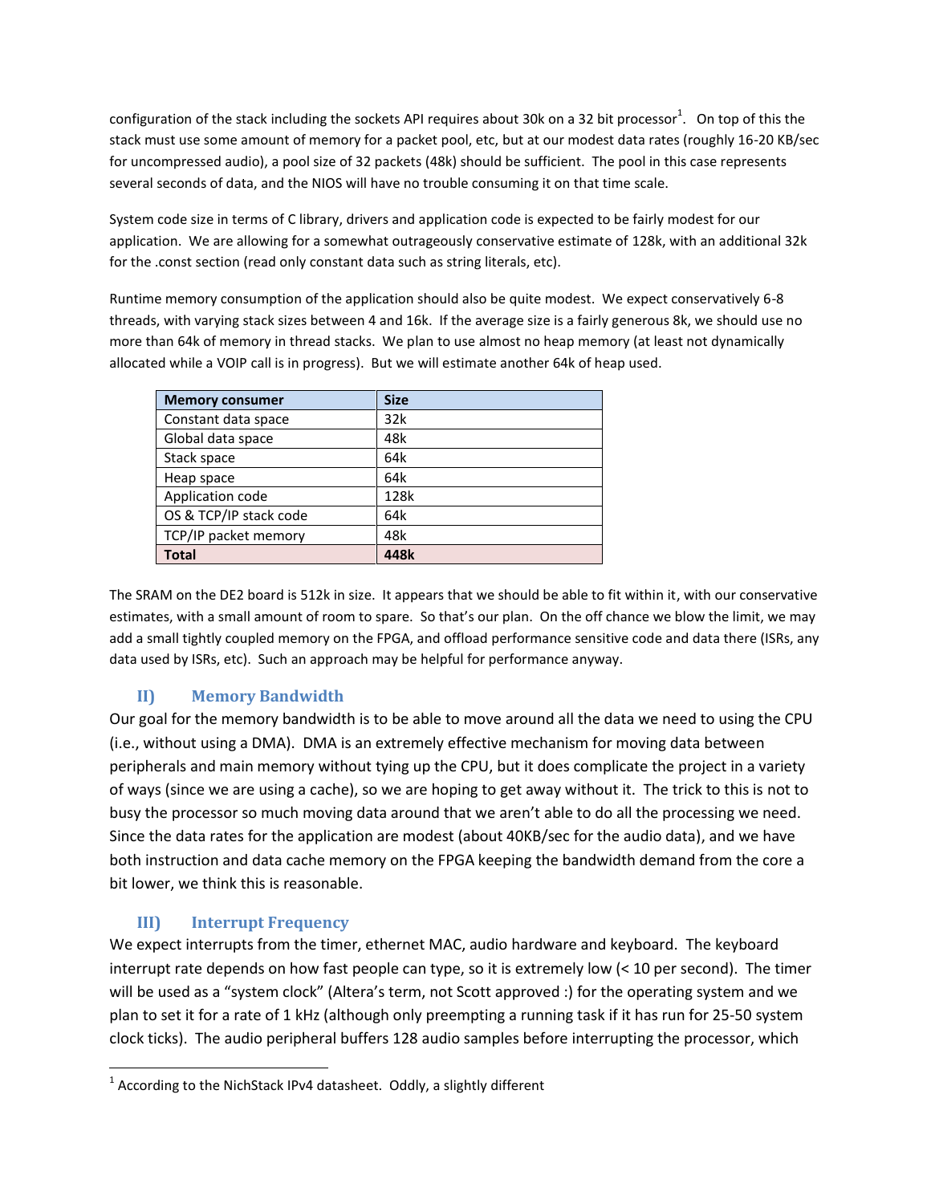configuration of the stack including the sockets API requires about 30k on a 32 bit processor[1]. On top of this the stack must use some amount of memory for a packet pool, etc, but at our modest data rates (roughly 16-20 KB/sec for uncompressed audio), a pool size of 32 packets (48k) should be sufficient. The pool in this case represents several seconds of data, and the NIOS will have no trouble consuming it on that time scale.

System code size in terms of C library, drivers and application code is expected to be fairly modest for our application. We are allowing for a somewhat outrageously conservative estimate of 128k, with an additional 32k for the .const section (read only constant data such as string literals, etc).

Runtime memory consumption of the application should also be quite modest. We expect conservatively 6-8 threads, with varying stack sizes between 4 and 16k. If the average size is a fairly generous 8k, we should use no more than 64k of memory in thread stacks. We plan to use almost no heap memory (at least not dynamically allocated while a VOIP call is in progress). But we will estimate another 64k of heap used.

| **Memory consumer** | **Size** |
|---|---|
| Constant data space | 32k |
| Global data space | 48k |
| Stack space | 64k |
| Heap space | 64k |
| Application code | 128k |
| OS & TCP/IP stack code | 64k |
| TCP/IP packet memory | 48k |
| **Total** | **448k** |

The SRAM on the DE2 board is 512k in size. It appears that we should be able to fit within it, with our conservative estimates, with a small amount of room to spare. So that's our plan. On the off chance we blow the limit, we may add a small tightly coupled memory on the FPGA, and offload performance sensitive code and data there (ISRs, any data used by ISRs, etc). Such an approach may be helpful for performance anyway.

## II) Memory Bandwidth

Our goal for the memory bandwidth is to be able to move around all the data we need to using the CPU (i.e., without using a DMA). DMA is an extremely effective mechanism for moving data between peripherals and main memory without tying up the CPU, but it does complicate the project in a variety of ways (since we are using a cache), so we are hoping to get away without it. The trick to this is not to busy the processor so much moving data around that we aren't able to do all the processing we need. Since the data rates for the application are modest (about 40KB/sec for the audio data), and we have both instruction and data cache memory on the FPGA keeping the bandwidth demand from the core a bit lower, we think this is reasonable.

## III) Interrupt Frequency

We expect interrupts from the timer, ethernet MAC, audio hardware and keyboard. The keyboard interrupt rate depends on how fast people can type, so it is extremely low (< 10 per second). The timer will be used as a "system clock" (Altera's term, not Scott approved :) for the operating system and we plan to set it for a rate of 1 kHz (although only preempting a running task if it has run for 25-50 system clock ticks). The audio peripheral buffers 128 audio samples before interrupting the processor, which

[1] According to the NichStack IPv4 datasheet. Oddly, a slightly different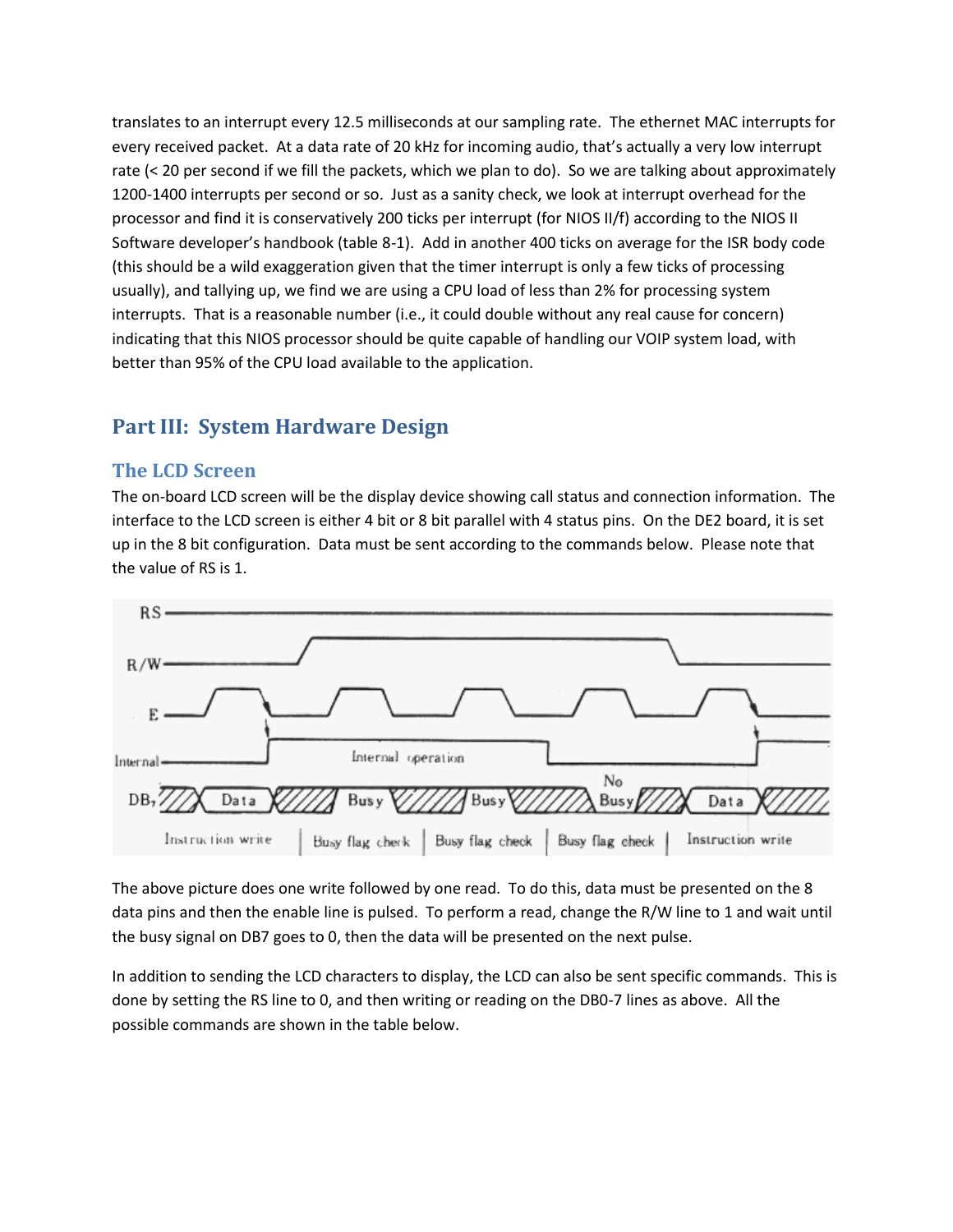translates to an interrupt every 12.5 milliseconds at our sampling rate. The ethernet MAC interrupts for every received packet. At a data rate of 20 kHz for incoming audio, that's actually a very low interrupt rate (< 20 per second if we fill the packets, which we plan to do). So we are talking about approximately 1200-1400 interrupts per second or so. Just as a sanity check, we look at interrupt overhead for the processor and find it is conservatively 200 ticks per interrupt (for NIOS II/f) according to the NIOS II Software developer's handbook (table 8-1). Add in another 400 ticks on average for the ISR body code (this should be a wild exaggeration given that the timer interrupt is only a few ticks of processing usually), and tallying up, we find we are using a CPU load of less than 2% for processing system interrupts. That is a reasonable number (i.e., it could double without any real cause for concern) indicating that this NIOS processor should be quite capable of handling our VOIP system load, with better than 95% of the CPU load available to the application.

# Part III: System Hardware Design

## The LCD Screen

The on-board LCD screen will be the display device showing call status and connection information. The interface to the LCD screen is either 4 bit or 8 bit parallel with 4 status pins. On the DE2 board, it is set up in the 8 bit configuration. Data must be sent according to the commands below. Please note that the value of RS is 1.

The above picture does one write followed by one read. To do this, data must be presented on the 8 data pins and then the enable line is pulsed. To perform a read, change the R/W line to 1 and wait until the busy signal on DB7 goes to 0, then the data will be presented on the next pulse.

In addition to sending the LCD characters to display, the LCD can also be sent specific commands. This is done by setting the RS line to 0, and then writing or reading on the DB0-7 lines as above. All the possible commands are shown in the table below.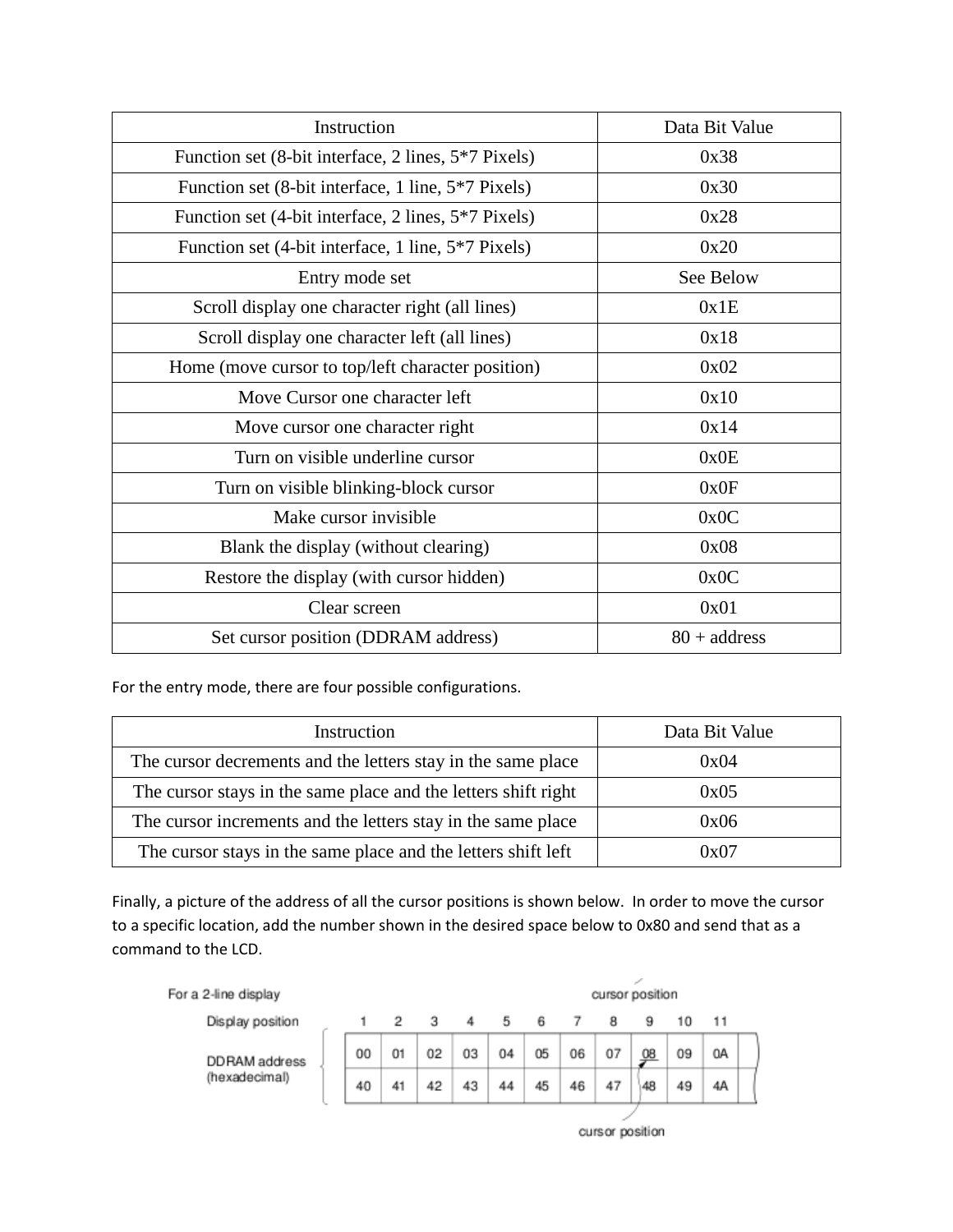| Instruction | Data Bit Value |
| --- | --- |
| Function set (8-bit interface, 2 lines, 5*7 Pixels) | 0x38 |
| Function set (8-bit interface, 1 line, 5*7 Pixels) | 0x30 |
| Function set (4-bit interface, 2 lines, 5*7 Pixels) | 0x28 |
| Function set (4-bit interface, 1 line, 5*7 Pixels) | 0x20 |
| Entry mode set | See Below |
| Scroll display one character right (all lines) | 0x1E |
| Scroll display one character left (all lines) | 0x18 |
| Home (move cursor to top/left character position) | 0x02 |
| Move Cursor one character left | 0x10 |
| Move cursor one character right | 0x14 |
| Turn on visible underline cursor | 0x0E |
| Turn on visible blinking-block cursor | 0x0F |
| Make cursor invisible | 0x0C |
| Blank the display (without clearing) | 0x08 |
| Restore the display (with cursor hidden) | 0x0C |
| Clear screen | 0x01 |
| Set cursor position (DDRAM address) | 80 + address |

For the entry mode, there are four possible configurations.

| Instruction | Data Bit Value |
| --- | --- |
| The cursor decrements and the letters stay in the same place | 0x04 |
| The cursor stays in the same place and the letters shift right | 0x05 |
| The cursor increments and the letters stay in the same place | 0x06 |
| The cursor stays in the same place and the letters shift left | 0x07 |

Finally, a picture of the address of all the cursor positions is shown below. In order to move the cursor to a specific location, add the number shown in the desired space below to 0x80 and send that as a command to the LCD.

For a 2-line display

| Display position | 1 | 2 | 3 | 4 | 5 | 6 | 7 | 8 | 9 | 10 | 11 |
| --- | --- | --- | --- | --- | --- | --- | --- | --- | --- | --- | --- |
| DDRAM address (hexadecimal) | 00 | 01 | 02 | 03 | 04 | 05 | 06 | 07 | 08 | 09 | 0A |
| | 40 | 41 | 42 | 43 | 44 | 45 | 46 | 47 | 48 | 49 | 4A |

cursor position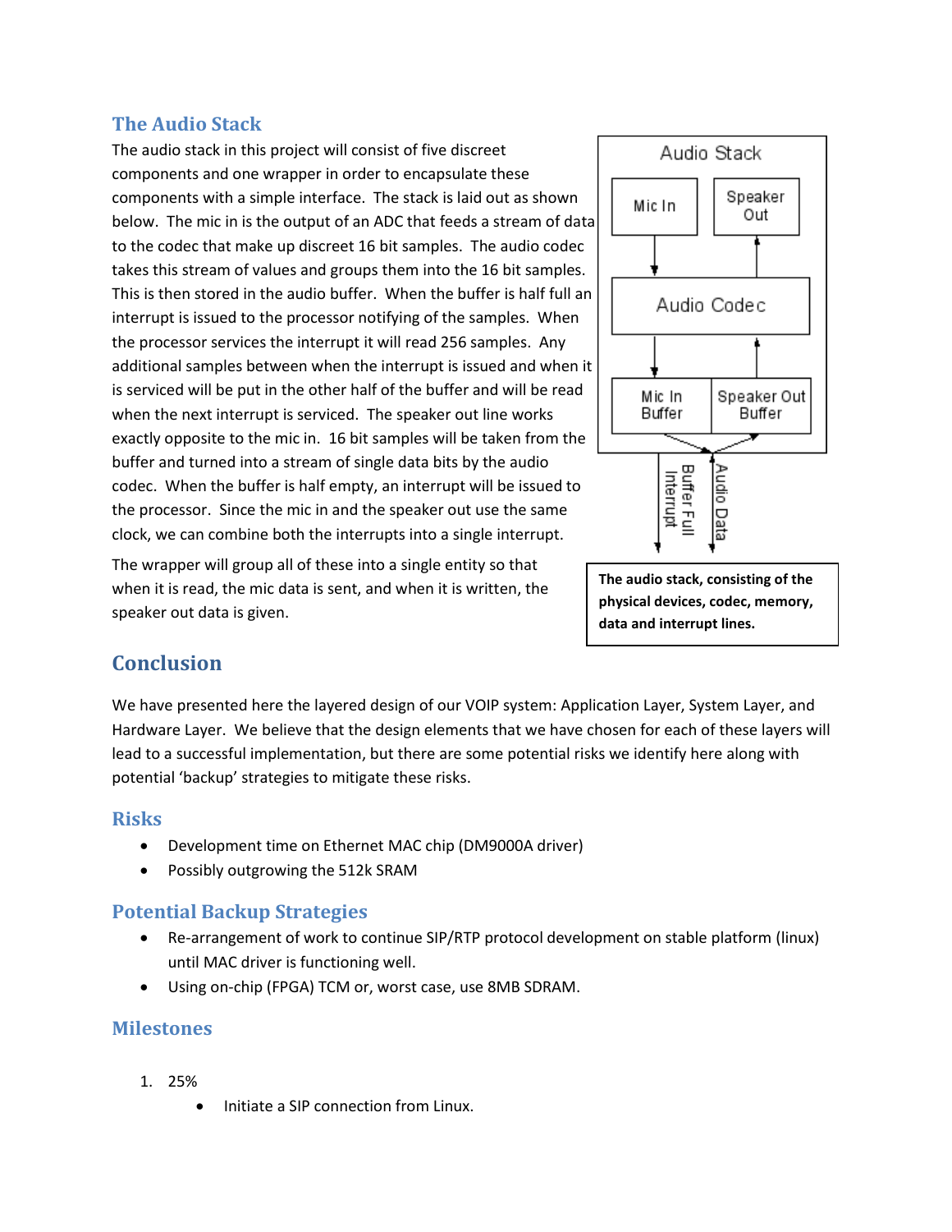## The Audio Stack

The audio stack in this project will consist of five discreet components and one wrapper in order to encapsulate these components with a simple interface. The stack is laid out as shown below. The mic in is the output of an ADC that feeds a stream of data to the codec that make up discreet 16 bit samples. The audio codec takes this stream of values and groups them into the 16 bit samples. This is then stored in the audio buffer. When the buffer is half full an interrupt is issued to the processor notifying of the samples. When the processor services the interrupt it will read 256 samples. Any additional samples between when the interrupt is issued and when it is serviced will be put in the other half of the buffer and will be read when the next interrupt is serviced. The speaker out line works exactly opposite to the mic in. 16 bit samples will be taken from the buffer and turned into a stream of single data bits by the audio codec. When the buffer is half empty, an interrupt will be issued to the processor. Since the mic in and the speaker out use the same clock, we can combine both the interrupts into a single interrupt.

The wrapper will group all of these into a single entity so that when it is read, the mic data is sent, and when it is written, the speaker out data is given.

**The audio stack, consisting of the physical devices, codec, memory, data and interrupt lines.**

# Conclusion

We have presented here the layered design of our VOIP system: Application Layer, System Layer, and Hardware Layer. We believe that the design elements that we have chosen for each of these layers will lead to a successful implementation, but there are some potential risks we identify here along with potential 'backup' strategies to mitigate these risks.

## Risks

- Development time on Ethernet MAC chip (DM9000A driver)
- Possibly outgrowing the 512k SRAM

## Potential Backup Strategies

- Re-arrangement of work to continue SIP/RTP protocol development on stable platform (linux) until MAC driver is functioning well.
- Using on-chip (FPGA) TCM or, worst case, use 8MB SDRAM.

## Milestones

1. 25%
   - Initiate a SIP connection from Linux.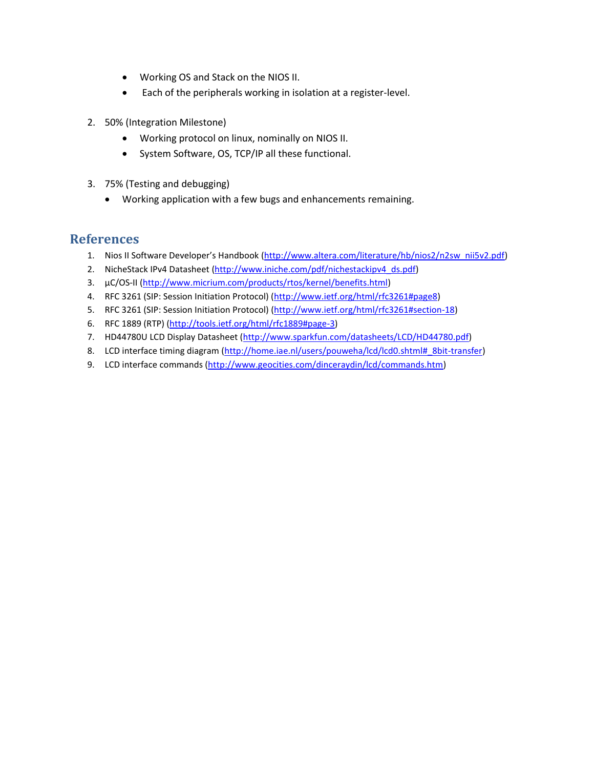- Working OS and Stack on the NIOS II.
- Each of the peripherals working in isolation at a register-level.

2. 50% (Integration Milestone)
    - Working protocol on linux, nominally on NIOS II.
    - System Software, OS, TCP/IP all these functional.

3. 75% (Testing and debugging)
    - Working application with a few bugs and enhancements remaining.

## References

1. Nios II Software Developer's Handbook (http://www.altera.com/literature/hb/nios2/n2sw_nii5v2.pdf)
2. NicheStack IPv4 Datasheet (http://www.iniche.com/pdf/nichestackipv4_ds.pdf)
3. µC/OS-II (http://www.micrium.com/products/rtos/kernel/benefits.html)
4. RFC 3261 (SIP: Session Initiation Protocol) (http://www.ietf.org/html/rfc3261#page8)
5. RFC 3261 (SIP: Session Initiation Protocol) (http://www.ietf.org/html/rfc3261#section-18)
6. RFC 1889 (RTP) (http://tools.ietf.org/html/rfc1889#page-3)
7. HD44780U LCD Display Datasheet (http://www.sparkfun.com/datasheets/LCD/HD44780.pdf)
8. LCD interface timing diagram (http://home.iae.nl/users/pouweha/lcd/lcd0.shtml#_8bit-transfer)
9. LCD interface commands (http://www.geocities.com/dinceraydin/lcd/commands.htm)